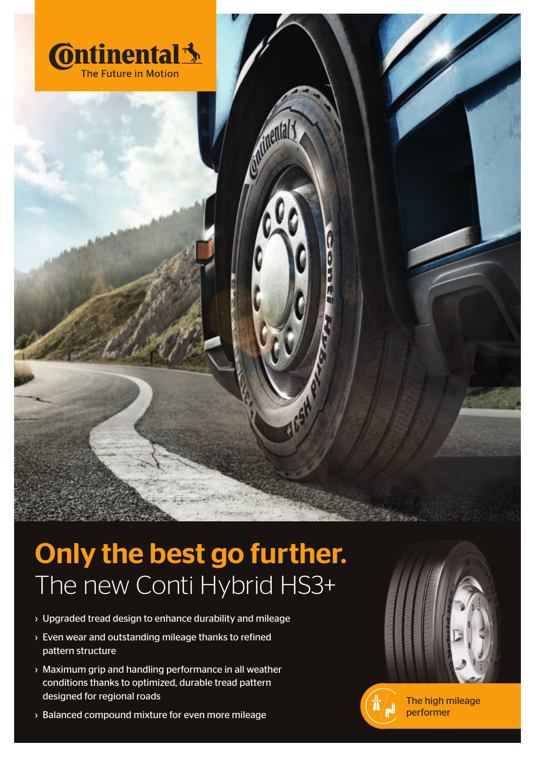Continental
The Future in Motion

# Only the best go further.

## The new Conti Hybrid HS3+

- Upgraded tread design to enhance durability and mileage
- Even wear and outstanding mileage thanks to refined pattern structure
- Maximum grip and handling performance in all weather conditions thanks to optimized, durable tread pattern designed for regional roads
- Balanced compound mixture for even more mileage

The high mileage performer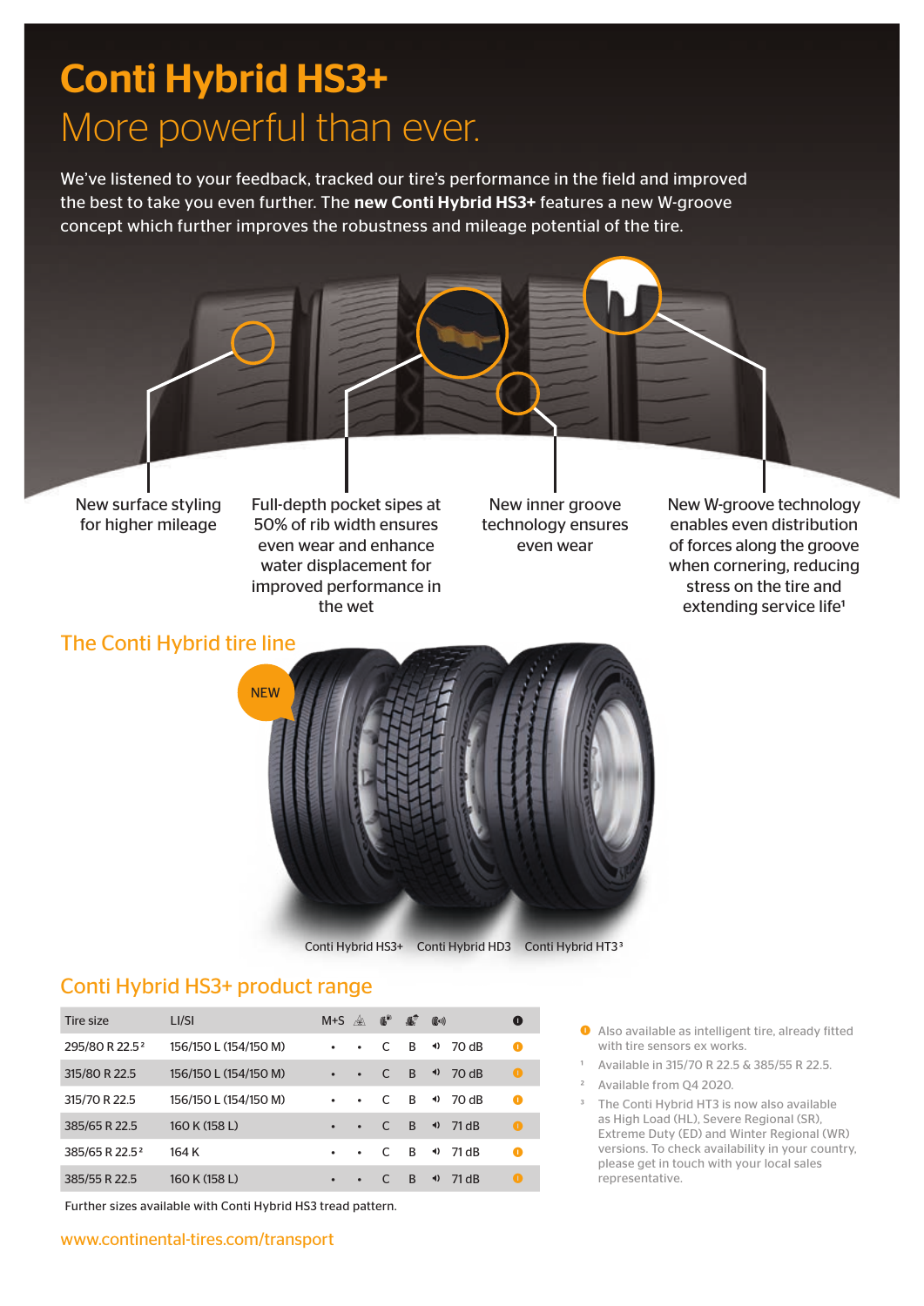# Conti Hybrid HS3+

## More powerful than ever.

We've listened to your feedback, tracked our tire's performance in the field and improved the best to take you even further. The **new Conti Hybrid HS3+** features a new W-groove concept which further improves the robustness and mileage potential of the tire.

New surface styling for higher mileage

Full-depth pocket sipes at 50% of rib width ensures even wear and enhance water displacement for improved performance in the wet

New inner groove technology ensures even wear

New W-groove technology enables even distribution of forces along the groove when cornering, reducing stress on the tire and extending service life[1]

## The Conti Hybrid tire line

NEW

Conti Hybrid HS3+ Conti Hybrid HD3 Conti Hybrid HT3[3]

## Conti Hybrid HS3+ product range

| Tire size | LI/SI | M+S | | | | | |
|---|---|---|---|---|---|---|---|
| 295/80 R 22.5[2] | 156/150 L (154/150 M) | • | • | C | B | 70 dB | ! |
| 315/80 R 22.5 | 156/150 L (154/150 M) | • | • | C | B | 70 dB | ! |
| 315/70 R 22.5 | 156/150 L (154/150 M) | • | • | C | B | 70 dB | ! |
| 385/65 R 22.5 | 160 K (158 L) | • | • | C | B | 71 dB | ! |
| 385/65 R 22.5[2] | 164 K | • | • | C | B | 71 dB | ! |
| 385/55 R 22.5 | 160 K (158 L) | • | • | C | B | 71 dB | ! |

Further sizes available with Conti Hybrid HS3 tread pattern.

! Also available as intelligent tire, already fitted with tire sensors ex works.

[1] Available in 315/70 R 22.5 & 385/55 R 22.5.

[2] Available from Q4 2020.

[3] The Conti Hybrid HT3 is now also available as High Load (HL), Severe Regional (SR), Extreme Duty (ED) and Winter Regional (WR) versions. To check availability in your country, please get in touch with your local sales representative.

www.continental-tires.com/transport